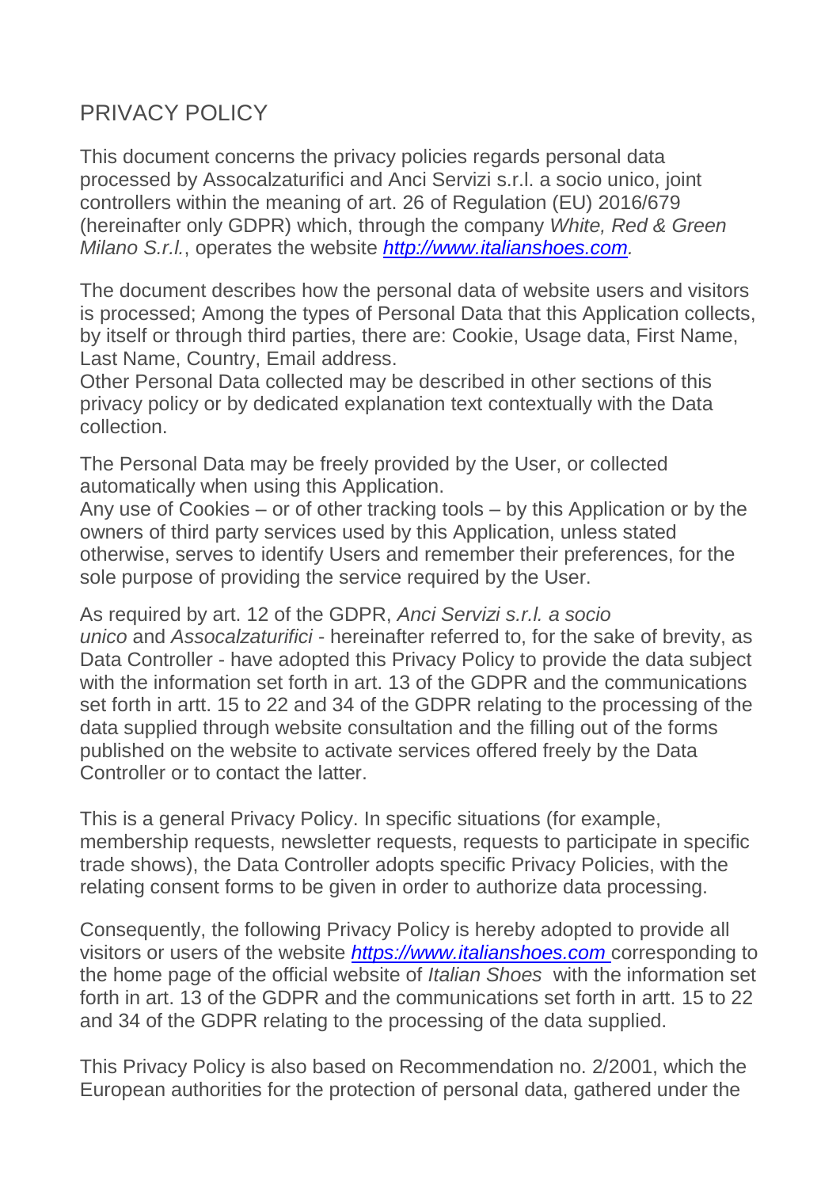# PRIVACY POLICY

This document concerns the privacy policies regards personal data processed by Assocalzaturifici and Anci Servizi s.r.l. a socio unico, joint controllers within the meaning of art. 26 of Regulation (EU) 2016/679 (hereinafter only GDPR) which, through the company *White, Red & Green Milano S.r.l.*, operates the website *[http://www.italianshoes.com](http://www.italianshoes.com).*

The document describes how the personal data of website users and visitors is processed; Among the types of Personal Data that this Application collects, by itself or through third parties, there are: Cookie, Usage data, First Name, Last Name, Country, Email address.
Other Personal Data collected may be described in other sections of this privacy policy or by dedicated explanation text contextually with the Data collection.

The Personal Data may be freely provided by the User, or collected automatically when using this Application.
Any use of Cookies – or of other tracking tools – by this Application or by the owners of third party services used by this Application, unless stated otherwise, serves to identify Users and remember their preferences, for the sole purpose of providing the service required by the User.

As required by art. 12 of the GDPR, *Anci Servizi s.r.l. a socio unico* and *Assocalzaturifici* - hereinafter referred to, for the sake of brevity, as Data Controller - have adopted this Privacy Policy to provide the data subject with the information set forth in art. 13 of the GDPR and the communications set forth in artt. 15 to 22 and 34 of the GDPR relating to the processing of the data supplied through website consultation and the filling out of the forms published on the website to activate services offered freely by the Data Controller or to contact the latter.

This is a general Privacy Policy. In specific situations (for example, membership requests, newsletter requests, requests to participate in specific trade shows), the Data Controller adopts specific Privacy Policies, with the relating consent forms to be given in order to authorize data processing.

Consequently, the following Privacy Policy is hereby adopted to provide all visitors or users of the website *[https://www.italianshoes.com](https://www.italianshoes.com)* corresponding to the home page of the official website of *Italian Shoes* with the information set forth in art. 13 of the GDPR and the communications set forth in artt. 15 to 22 and 34 of the GDPR relating to the processing of the data supplied.

This Privacy Policy is also based on Recommendation no. 2/2001, which the European authorities for the protection of personal data, gathered under the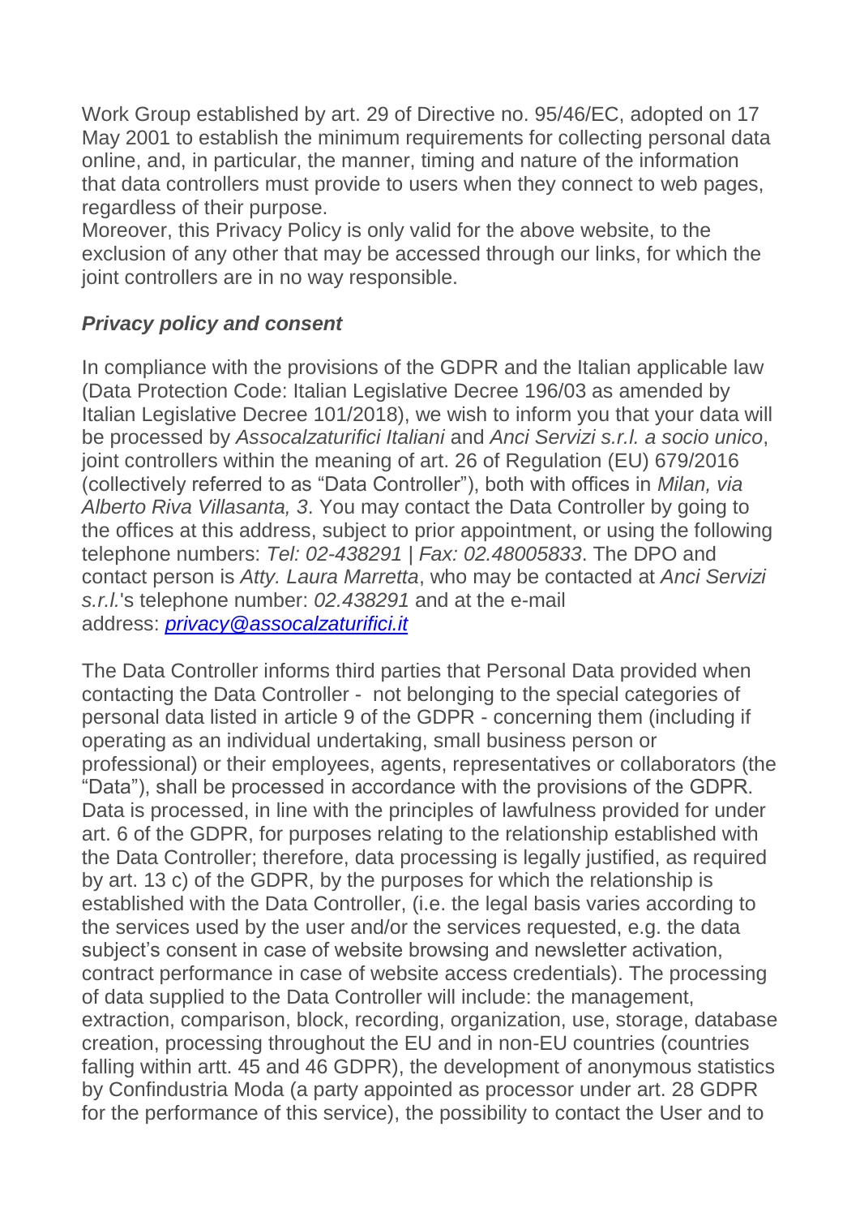Work Group established by art. 29 of Directive no. 95/46/EC, adopted on 17 May 2001 to establish the minimum requirements for collecting personal data online, and, in particular, the manner, timing and nature of the information that data controllers must provide to users when they connect to web pages, regardless of their purpose.
Moreover, this Privacy Policy is only valid for the above website, to the exclusion of any other that may be accessed through our links, for which the joint controllers are in no way responsible.

***Privacy policy and consent***

In compliance with the provisions of the GDPR and the Italian applicable law (Data Protection Code: Italian Legislative Decree 196/03 as amended by Italian Legislative Decree 101/2018), we wish to inform you that your data will be processed by *Assocalzaturifici Italiani* and *Anci Servizi s.r.l. a socio unico*, joint controllers within the meaning of art. 26 of Regulation (EU) 679/2016 (collectively referred to as "Data Controller"), both with offices in *Milan, via Alberto Riva Villasanta, 3*. You may contact the Data Controller by going to the offices at this address, subject to prior appointment, or using the following telephone numbers: *Tel: 02-438291 | Fax: 02.48005833*. The DPO and contact person is *Atty. Laura Marretta*, who may be contacted at *Anci Servizi s.r.l.*'s telephone number: *02.438291* and at the e-mail address: *privacy@assocalzaturifici.it*

The Data Controller informs third parties that Personal Data provided when contacting the Data Controller - not belonging to the special categories of personal data listed in article 9 of the GDPR - concerning them (including if operating as an individual undertaking, small business person or professional) or their employees, agents, representatives or collaborators (the "Data"), shall be processed in accordance with the provisions of the GDPR. Data is processed, in line with the principles of lawfulness provided for under art. 6 of the GDPR, for purposes relating to the relationship established with the Data Controller; therefore, data processing is legally justified, as required by art. 13 c) of the GDPR, by the purposes for which the relationship is established with the Data Controller, (i.e. the legal basis varies according to the services used by the user and/or the services requested, e.g. the data subject's consent in case of website browsing and newsletter activation, contract performance in case of website access credentials). The processing of data supplied to the Data Controller will include: the management, extraction, comparison, block, recording, organization, use, storage, database creation, processing throughout the EU and in non-EU countries (countries falling within artt. 45 and 46 GDPR), the development of anonymous statistics by Confindustria Moda (a party appointed as processor under art. 28 GDPR for the performance of this service), the possibility to contact the User and to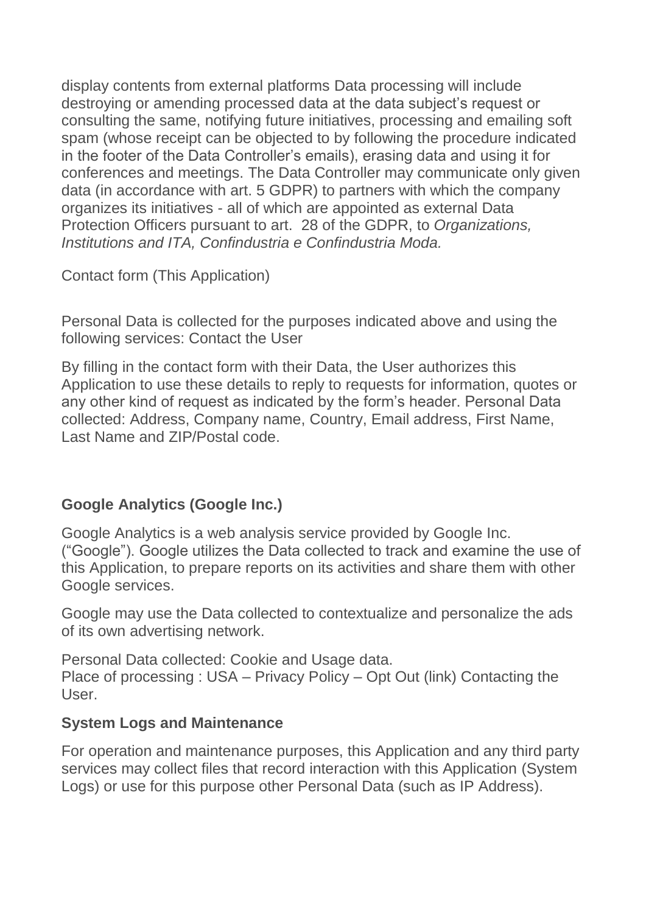display contents from external platforms Data processing will include destroying or amending processed data at the data subject's request or consulting the same, notifying future initiatives, processing and emailing soft spam (whose receipt can be objected to by following the procedure indicated in the footer of the Data Controller's emails), erasing data and using it for conferences and meetings. The Data Controller may communicate only given data (in accordance with art. 5 GDPR) to partners with which the company organizes its initiatives - all of which are appointed as external Data Protection Officers pursuant to art. 28 of the GDPR, to *Organizations, Institutions and ITA, Confindustria e Confindustria Moda.*

Contact form (This Application)

Personal Data is collected for the purposes indicated above and using the following services: Contact the User

By filling in the contact form with their Data, the User authorizes this Application to use these details to reply to requests for information, quotes or any other kind of request as indicated by the form's header. Personal Data collected: Address, Company name, Country, Email address, First Name, Last Name and ZIP/Postal code.

**Google Analytics (Google Inc.)**

Google Analytics is a web analysis service provided by Google Inc. ("Google"). Google utilizes the Data collected to track and examine the use of this Application, to prepare reports on its activities and share them with other Google services.

Google may use the Data collected to contextualize and personalize the ads of its own advertising network.

Personal Data collected: Cookie and Usage data.
Place of processing : USA – Privacy Policy – Opt Out (link) Contacting the User.

**System Logs and Maintenance**

For operation and maintenance purposes, this Application and any third party services may collect files that record interaction with this Application (System Logs) or use for this purpose other Personal Data (such as IP Address).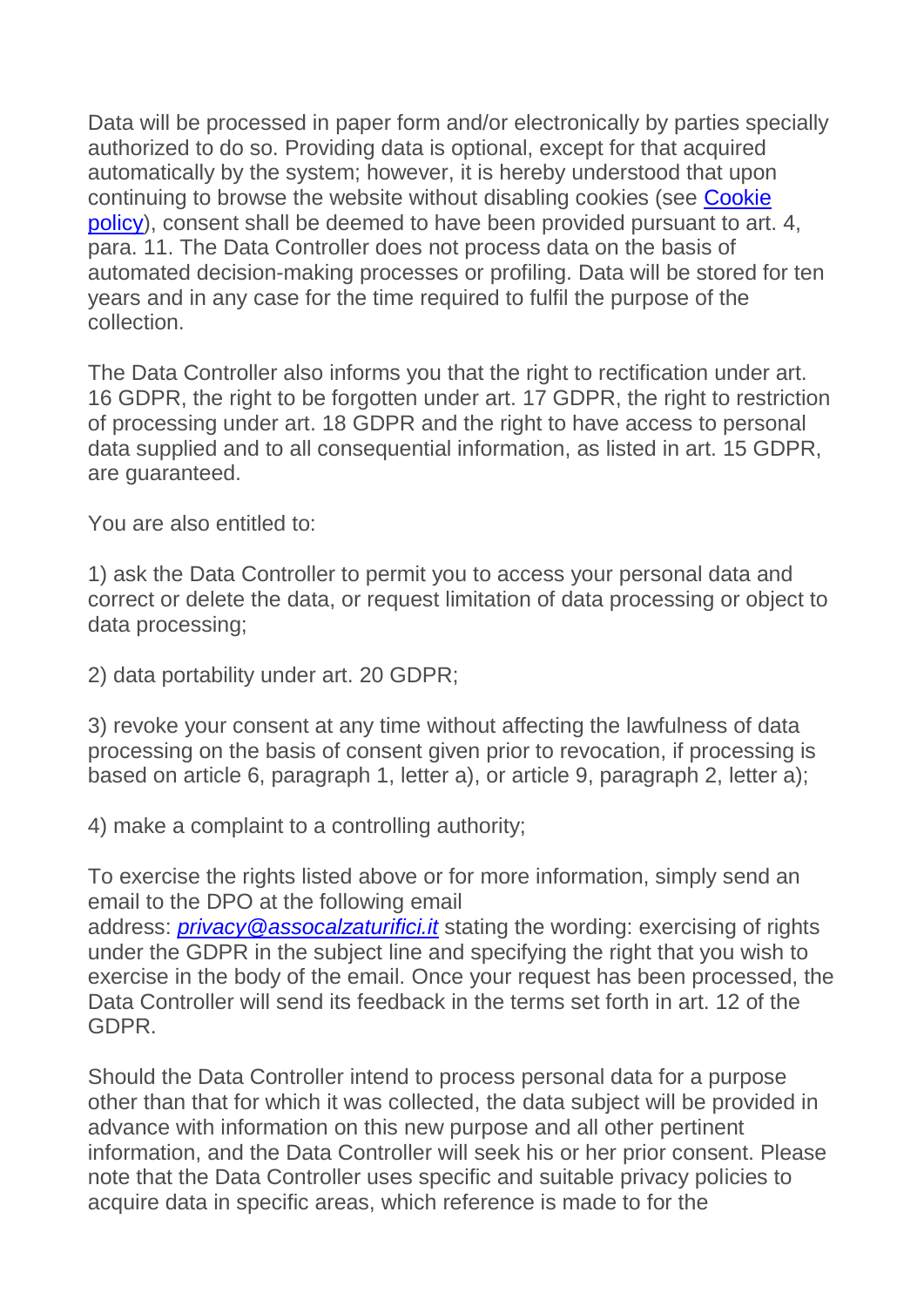Data will be processed in paper form and/or electronically by parties specially authorized to do so. Providing data is optional, except for that acquired automatically by the system; however, it is hereby understood that upon continuing to browse the website without disabling cookies (see [Cookie policy]), consent shall be deemed to have been provided pursuant to art. 4, para. 11. The Data Controller does not process data on the basis of automated decision-making processes or profiling. Data will be stored for ten years and in any case for the time required to fulfil the purpose of the collection.

The Data Controller also informs you that the right to rectification under art. 16 GDPR, the right to be forgotten under art. 17 GDPR, the right to restriction of processing under art. 18 GDPR and the right to have access to personal data supplied and to all consequential information, as listed in art. 15 GDPR, are guaranteed.

You are also entitled to:

1) ask the Data Controller to permit you to access your personal data and correct or delete the data, or request limitation of data processing or object to data processing;

2) data portability under art. 20 GDPR;

3) revoke your consent at any time without affecting the lawfulness of data processing on the basis of consent given prior to revocation, if processing is based on article 6, paragraph 1, letter a), or article 9, paragraph 2, letter a);

4) make a complaint to a controlling authority;

To exercise the rights listed above or for more information, simply send an email to the DPO at the following email address: *privacy@assocalzaturifici.it* stating the wording: exercising of rights under the GDPR in the subject line and specifying the right that you wish to exercise in the body of the email. Once your request has been processed, the Data Controller will send its feedback in the terms set forth in art. 12 of the GDPR.

Should the Data Controller intend to process personal data for a purpose other than that for which it was collected, the data subject will be provided in advance with information on this new purpose and all other pertinent information, and the Data Controller will seek his or her prior consent. Please note that the Data Controller uses specific and suitable privacy policies to acquire data in specific areas, which reference is made to for the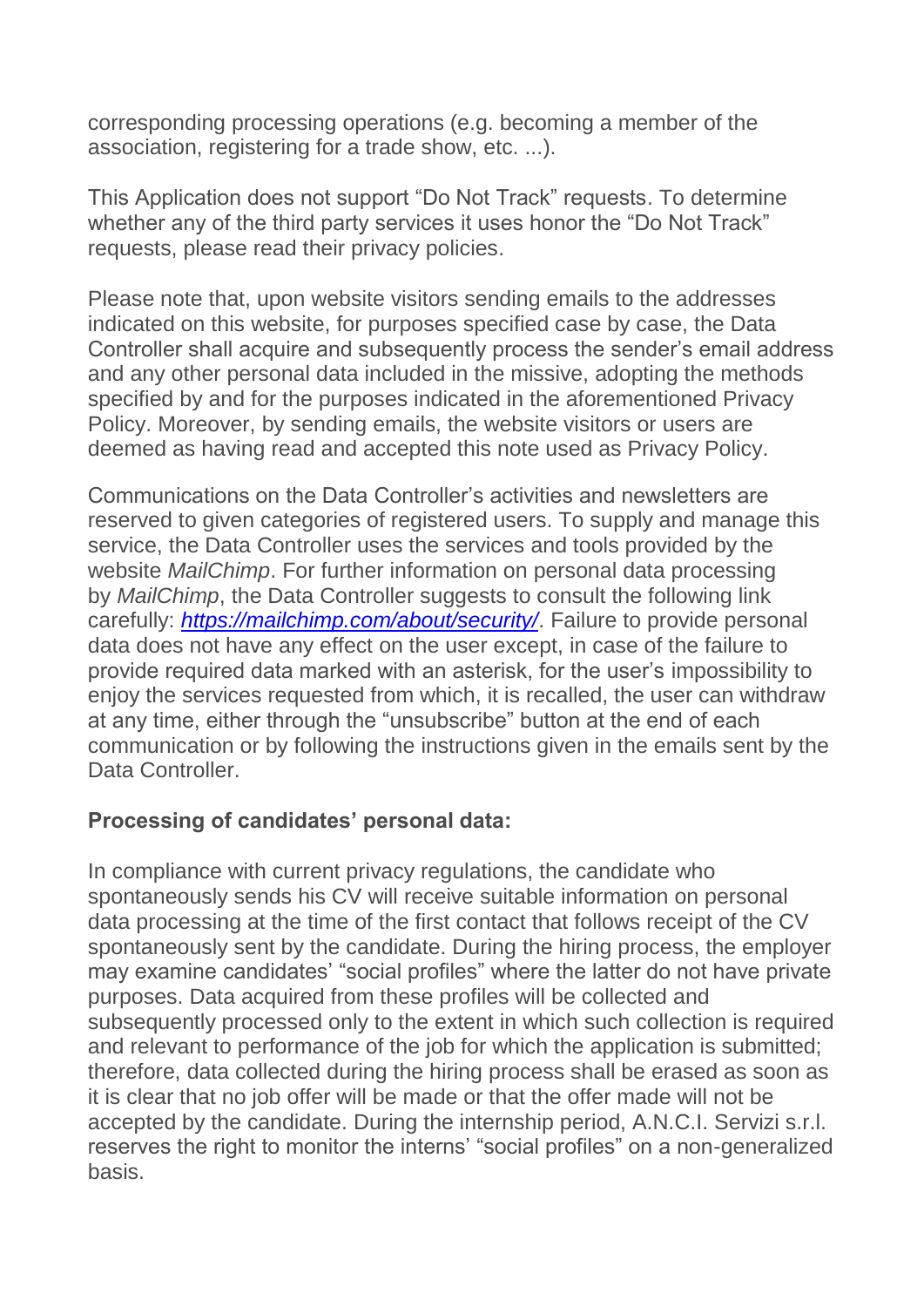corresponding processing operations (e.g. becoming a member of the association, registering for a trade show, etc. ...).

This Application does not support "Do Not Track" requests. To determine whether any of the third party services it uses honor the "Do Not Track" requests, please read their privacy policies.

Please note that, upon website visitors sending emails to the addresses indicated on this website, for purposes specified case by case, the Data Controller shall acquire and subsequently process the sender's email address and any other personal data included in the missive, adopting the methods specified by and for the purposes indicated in the aforementioned Privacy Policy. Moreover, by sending emails, the website visitors or users are deemed as having read and accepted this note used as Privacy Policy.

Communications on the Data Controller's activities and newsletters are reserved to given categories of registered users. To supply and manage this service, the Data Controller uses the services and tools provided by the website *MailChimp*. For further information on personal data processing by *MailChimp*, the Data Controller suggests to consult the following link carefully: [*https://mailchimp.com/about/security/*](https://mailchimp.com/about/security/). Failure to provide personal data does not have any effect on the user except, in case of the failure to provide required data marked with an asterisk, for the user's impossibility to enjoy the services requested from which, it is recalled, the user can withdraw at any time, either through the "unsubscribe" button at the end of each communication or by following the instructions given in the emails sent by the Data Controller.

**Processing of candidates' personal data:**

In compliance with current privacy regulations, the candidate who spontaneously sends his CV will receive suitable information on personal data processing at the time of the first contact that follows receipt of the CV spontaneously sent by the candidate. During the hiring process, the employer may examine candidates' "social profiles" where the latter do not have private purposes. Data acquired from these profiles will be collected and subsequently processed only to the extent in which such collection is required and relevant to performance of the job for which the application is submitted; therefore, data collected during the hiring process shall be erased as soon as it is clear that no job offer will be made or that the offer made will not be accepted by the candidate. During the internship period, A.N.C.I. Servizi s.r.l. reserves the right to monitor the interns' "social profiles" on a non-generalized basis.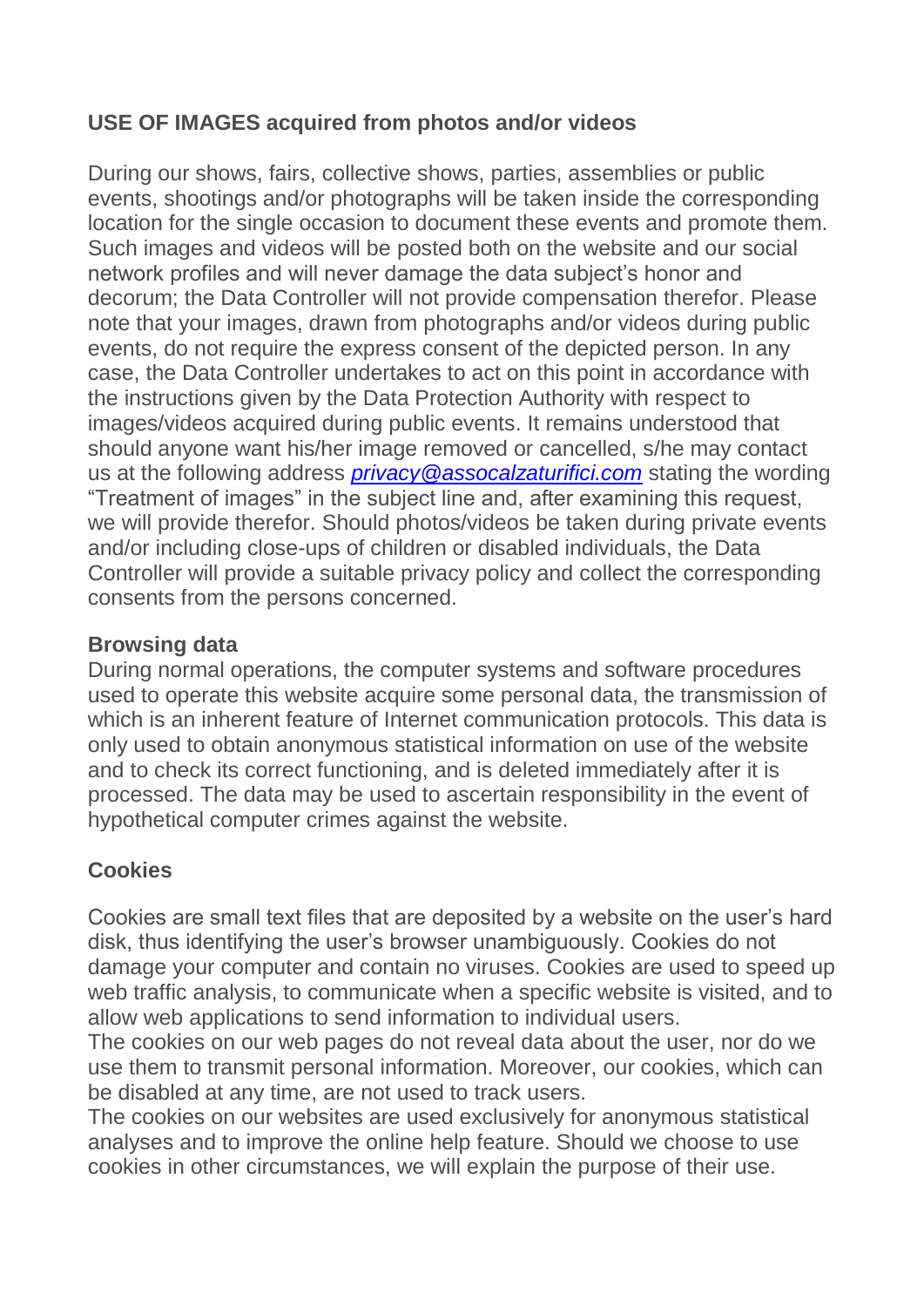## USE OF IMAGES acquired from photos and/or videos

During our shows, fairs, collective shows, parties, assemblies or public events, shootings and/or photographs will be taken inside the corresponding location for the single occasion to document these events and promote them. Such images and videos will be posted both on the website and our social network profiles and will never damage the data subject's honor and decorum; the Data Controller will not provide compensation therefor. Please note that your images, drawn from photographs and/or videos during public events, do not require the express consent of the depicted person. In any case, the Data Controller undertakes to act on this point in accordance with the instructions given by the Data Protection Authority with respect to images/videos acquired during public events. It remains understood that should anyone want his/her image removed or cancelled, s/he may contact us at the following address *privacy@assocalzaturifici.com* stating the wording "Treatment of images" in the subject line and, after examining this request, we will provide therefor. Should photos/videos be taken during private events and/or including close-ups of children or disabled individuals, the Data Controller will provide a suitable privacy policy and collect the corresponding consents from the persons concerned.

## Browsing data

During normal operations, the computer systems and software procedures used to operate this website acquire some personal data, the transmission of which is an inherent feature of Internet communication protocols. This data is only used to obtain anonymous statistical information on use of the website and to check its correct functioning, and is deleted immediately after it is processed. The data may be used to ascertain responsibility in the event of hypothetical computer crimes against the website.

## Cookies

Cookies are small text files that are deposited by a website on the user's hard disk, thus identifying the user's browser unambiguously. Cookies do not damage your computer and contain no viruses. Cookies are used to speed up web traffic analysis, to communicate when a specific website is visited, and to allow web applications to send information to individual users.
The cookies on our web pages do not reveal data about the user, nor do we use them to transmit personal information. Moreover, our cookies, which can be disabled at any time, are not used to track users.
The cookies on our websites are used exclusively for anonymous statistical analyses and to improve the online help feature. Should we choose to use cookies in other circumstances, we will explain the purpose of their use.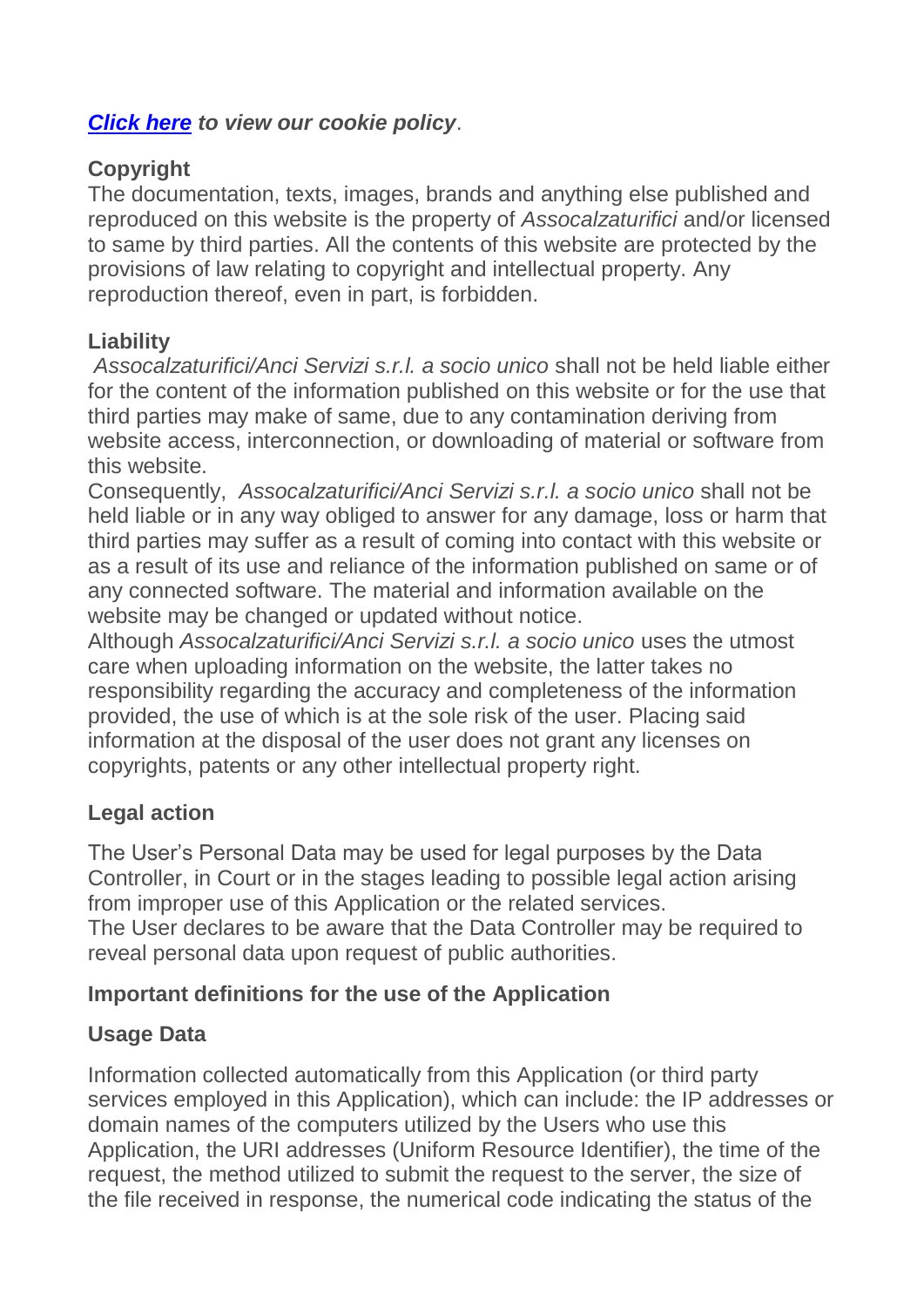***[Click here](#) to view our cookie policy***.

**Copyright**
The documentation, texts, images, brands and anything else published and reproduced on this website is the property of *Assocalzaturifici* and/or licensed to same by third parties. All the contents of this website are protected by the provisions of law relating to copyright and intellectual property. Any reproduction thereof, even in part, is forbidden.

**Liability**
*Assocalzaturifici/Anci Servizi s.r.l. a socio unico* shall not be held liable either for the content of the information published on this website or for the use that third parties may make of same, due to any contamination deriving from website access, interconnection, or downloading of material or software from this website.
Consequently, *Assocalzaturifici/Anci Servizi s.r.l. a socio unico* shall not be held liable or in any way obliged to answer for any damage, loss or harm that third parties may suffer as a result of coming into contact with this website or as a result of its use and reliance of the information published on same or of any connected software. The material and information available on the website may be changed or updated without notice.
Although *Assocalzaturifici/Anci Servizi s.r.l. a socio unico* uses the utmost care when uploading information on the website, the latter takes no responsibility regarding the accuracy and completeness of the information provided, the use of which is at the sole risk of the user. Placing said information at the disposal of the user does not grant any licenses on copyrights, patents or any other intellectual property right.

**Legal action**

The User's Personal Data may be used for legal purposes by the Data Controller, in Court or in the stages leading to possible legal action arising from improper use of this Application or the related services.
The User declares to be aware that the Data Controller may be required to reveal personal data upon request of public authorities.

**Important definitions for the use of the Application**

**Usage Data**

Information collected automatically from this Application (or third party services employed in this Application), which can include: the IP addresses or domain names of the computers utilized by the Users who use this Application, the URI addresses (Uniform Resource Identifier), the time of the request, the method utilized to submit the request to the server, the size of the file received in response, the numerical code indicating the status of the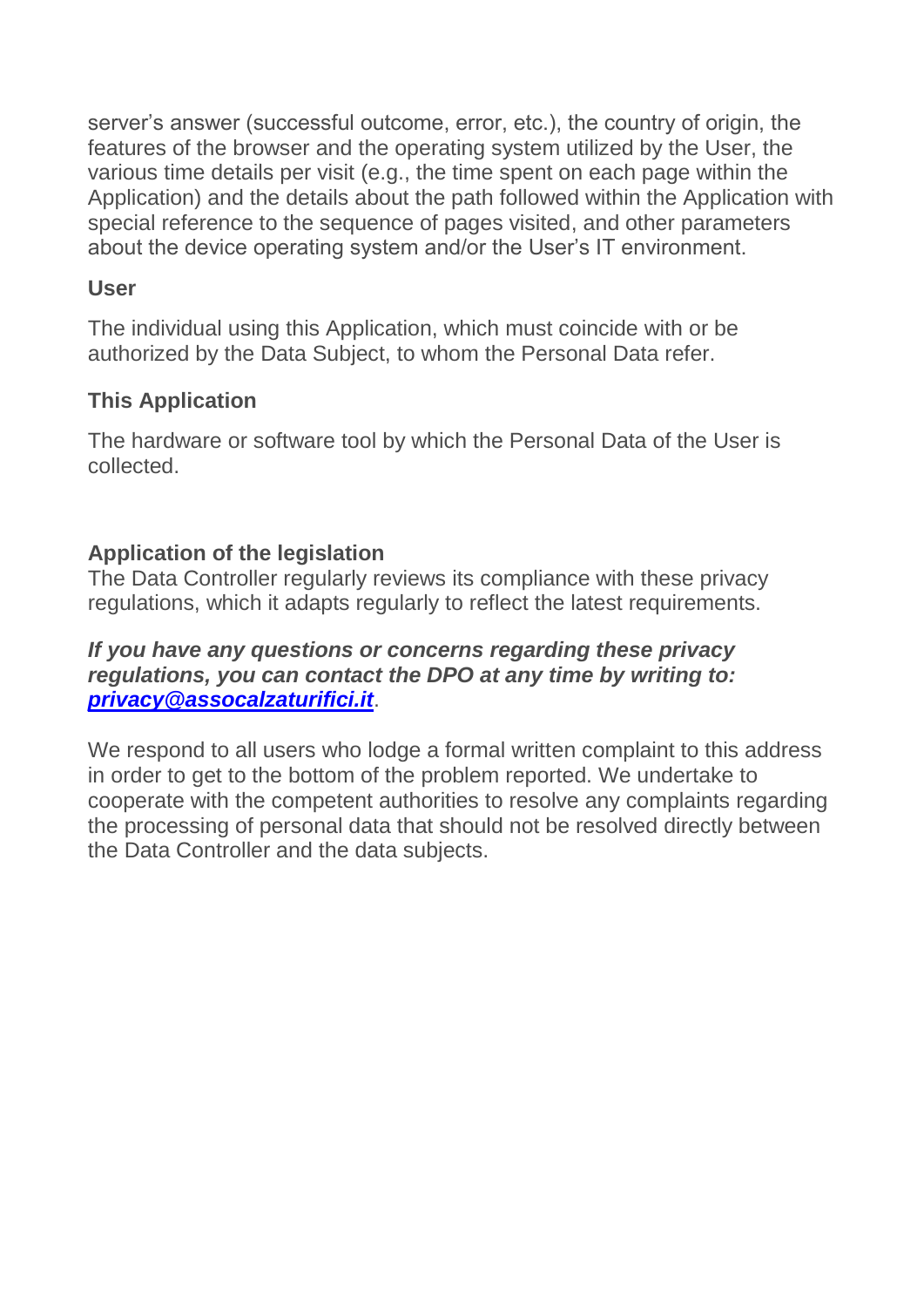server's answer (successful outcome, error, etc.), the country of origin, the features of the browser and the operating system utilized by the User, the various time details per visit (e.g., the time spent on each page within the Application) and the details about the path followed within the Application with special reference to the sequence of pages visited, and other parameters about the device operating system and/or the User's IT environment.

**User**

The individual using this Application, which must coincide with or be authorized by the Data Subject, to whom the Personal Data refer.

**This Application**

The hardware or software tool by which the Personal Data of the User is collected.

**Application of the legislation**

The Data Controller regularly reviews its compliance with these privacy regulations, which it adapts regularly to reflect the latest requirements.

***If you have any questions or concerns regarding these privacy regulations, you can contact the DPO at any time by writing to: privacy@assocalzaturifici.it***.

We respond to all users who lodge a formal written complaint to this address in order to get to the bottom of the problem reported. We undertake to cooperate with the competent authorities to resolve any complaints regarding the processing of personal data that should not be resolved directly between the Data Controller and the data subjects.